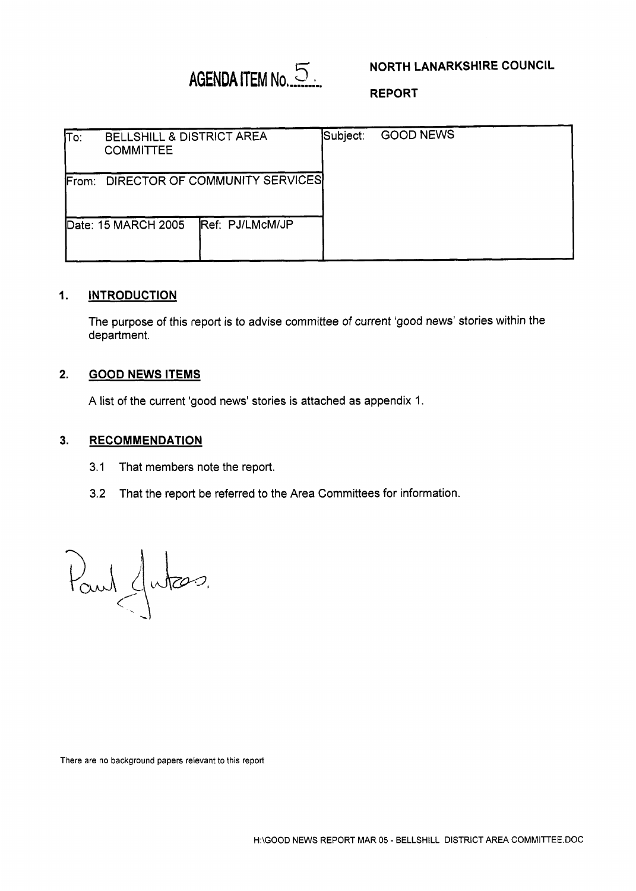**AGENDA ITEM No. 5**

**NORTH LANARKSHIRE COUNCIL**

**REPORT**

| To: BELLSHILL & DISTRICT AREA COMMITTEE | | Subject: GOOD NEWS |
|---|---|---|
| From: DIRECTOR OF COMMUNITY SERVICES | | |
| Date: 15 MARCH 2005 | Ref: PJ/LMcM/JP | |

## 1. INTRODUCTION

The purpose of this report is to advise committee of current 'good news' stories within the department.

## 2. GOOD NEWS ITEMS

A list of the current 'good news' stories is attached as appendix 1.

## 3. RECOMMENDATION

3.1 That members note the report.

3.2 That the report be referred to the Area Committees for information.

Paul Jukes.

There are no background papers relevant to this report

H:\GOOD NEWS REPORT MAR 05 - BELLSHILL DISTRICT AREA COMMITTEE.DOC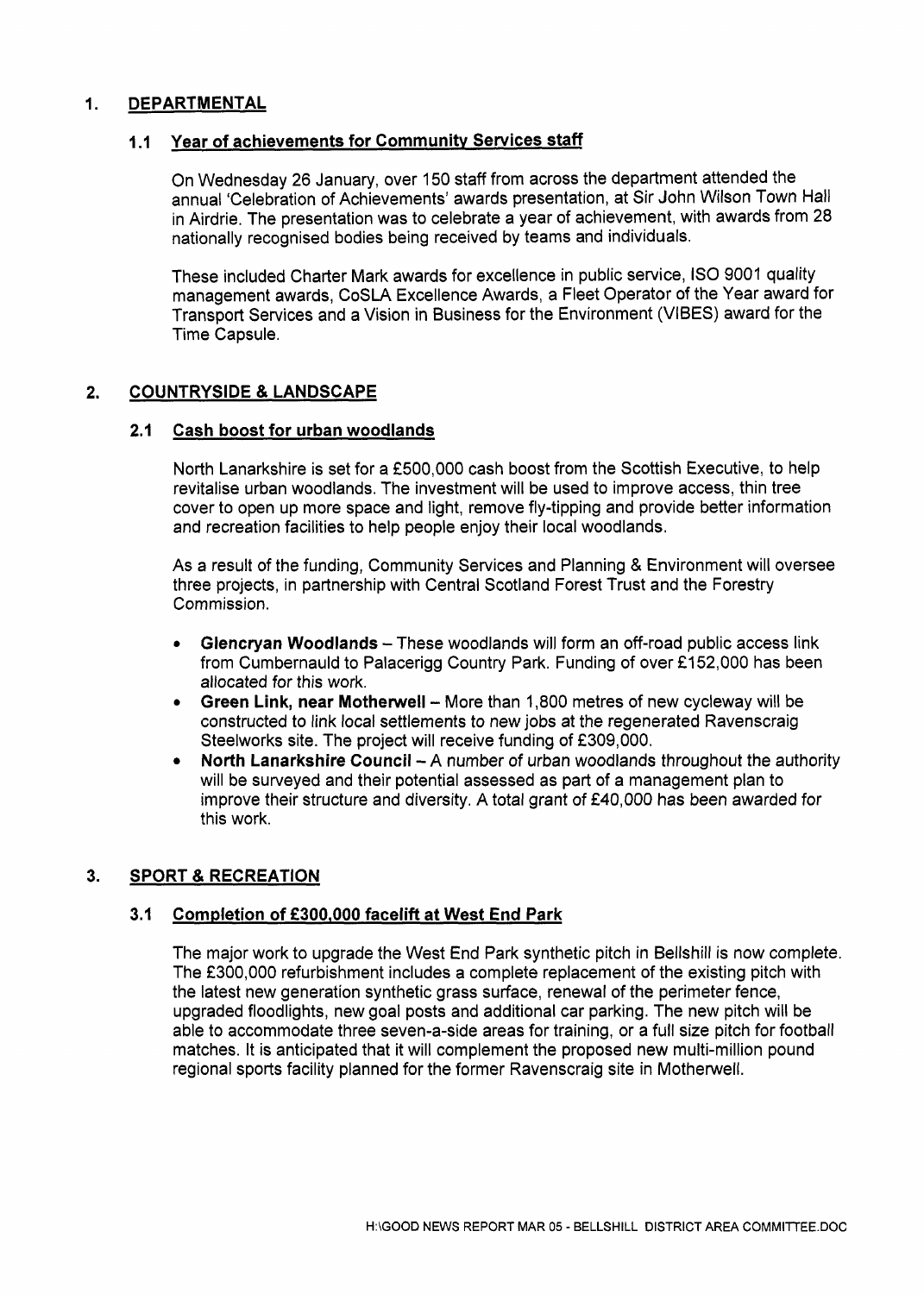## 1. DEPARTMENTAL

### 1.1 Year of achievements for Community Services staff

On Wednesday 26 January, over 150 staff from across the department attended the annual 'Celebration of Achievements' awards presentation, at Sir John Wilson Town Hall in Airdrie. The presentation was to celebrate a year of achievement, with awards from 28 nationally recognised bodies being received by teams and individuals.

These included Charter Mark awards for excellence in public service, ISO 9001 quality management awards, CoSLA Excellence Awards, a Fleet Operator of the Year award for Transport Services and a Vision in Business for the Environment (VIBES) award for the Time Capsule.

## 2. COUNTRYSIDE & LANDSCAPE

### 2.1 Cash boost for urban woodlands

North Lanarkshire is set for a £500,000 cash boost from the Scottish Executive, to help revitalise urban woodlands. The investment will be used to improve access, thin tree cover to open up more space and light, remove fly-tipping and provide better information and recreation facilities to help people enjoy their local woodlands.

As a result of the funding, Community Services and Planning & Environment will oversee three projects, in partnership with Central Scotland Forest Trust and the Forestry Commission.

- **Glencryan Woodlands** – These woodlands will form an off-road public access link from Cumbernauld to Palacerigg Country Park. Funding of over £152,000 has been allocated for this work.
- **Green Link, near Motherwell** – More than 1,800 metres of new cycleway will be constructed to link local settlements to new jobs at the regenerated Ravenscraig Steelworks site. The project will receive funding of £309,000.
- **North Lanarkshire Council** – A number of urban woodlands throughout the authority will be surveyed and their potential assessed as part of a management plan to improve their structure and diversity. A total grant of £40,000 has been awarded for this work.

## 3. SPORT & RECREATION

### 3.1 Completion of £300,000 facelift at West End Park

The major work to upgrade the West End Park synthetic pitch in Bellshill is now complete. The £300,000 refurbishment includes a complete replacement of the existing pitch with the latest new generation synthetic grass surface, renewal of the perimeter fence, upgraded floodlights, new goal posts and additional car parking. The new pitch will be able to accommodate three seven-a-side areas for training, or a full size pitch for football matches. It is anticipated that it will complement the proposed new multi-million pound regional sports facility planned for the former Ravenscraig site in Motherwell.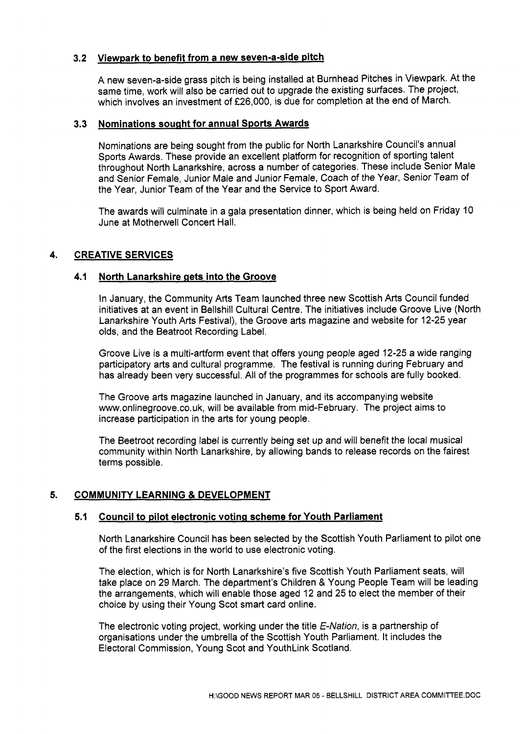### 3.2 Viewpark to benefit from a new seven-a-side pitch

A new seven-a-side grass pitch is being installed at Burnhead Pitches in Viewpark. At the same time, work will also be carried out to upgrade the existing surfaces. The project, which involves an investment of £26,000, is due for completion at the end of March.

### 3.3 Nominations sought for annual Sports Awards

Nominations are being sought from the public for North Lanarkshire Council's annual Sports Awards. These provide an excellent platform for recognition of sporting talent throughout North Lanarkshire, across a number of categories. These include Senior Male and Senior Female, Junior Male and Junior Female, Coach of the Year, Senior Team of the Year, Junior Team of the Year and the Service to Sport Award.

The awards will culminate in a gala presentation dinner, which is being held on Friday 10 June at Motherwell Concert Hall.

## 4. CREATIVE SERVICES

### 4.1 North Lanarkshire gets into the Groove

In January, the Community Arts Team launched three new Scottish Arts Council funded initiatives at an event in Bellshill Cultural Centre. The initiatives include Groove Live (North Lanarkshire Youth Arts Festival), the Groove arts magazine and website for 12-25 year olds, and the Beatroot Recording Label.

Groove Live is a multi-artform event that offers young people aged 12-25 a wide ranging participatory arts and cultural programme. The festival is running during February and has already been very successful. All of the programmes for schools are fully booked.

The Groove arts magazine launched in January, and its accompanying website www.onlinegroove.co.uk, will be available from mid-February. The project aims to increase participation in the arts for young people.

The Beetroot recording label is currently being set up and will benefit the local musical community within North Lanarkshire, by allowing bands to release records on the fairest terms possible.

## 5. COMMUNITY LEARNING & DEVELOPMENT

### 5.1 Council to pilot electronic voting scheme for Youth Parliament

North Lanarkshire Council has been selected by the Scottish Youth Parliament to pilot one of the first elections in the world to use electronic voting.

The election, which is for North Lanarkshire's five Scottish Youth Parliament seats, will take place on 29 March. The department's Children & Young People Team will be leading the arrangements, which will enable those aged 12 and 25 to elect the member of their choice by using their Young Scot smart card online.

The electronic voting project, working under the title *E-Nation*, is a partnership of organisations under the umbrella of the Scottish Youth Parliament. It includes the Electoral Commission, Young Scot and YouthLink Scotland.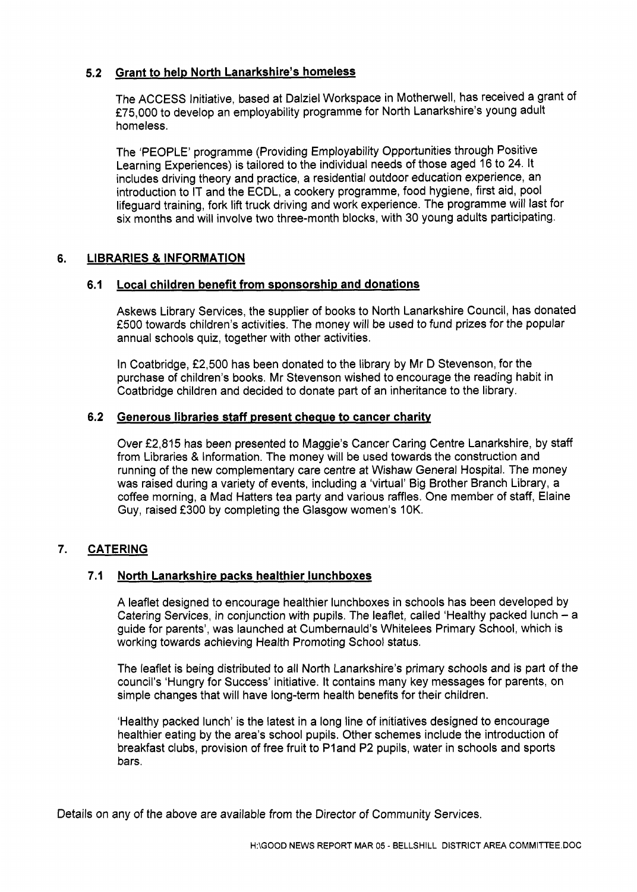### 5.2 Grant to help North Lanarkshire's homeless

The ACCESS Initiative, based at Dalziel Workspace in Motherwell, has received a grant of £75,000 to develop an employability programme for North Lanarkshire's young adult homeless.

The 'PEOPLE' programme (Providing Employability Opportunities through Positive Learning Experiences) is tailored to the individual needs of those aged 16 to 24. It includes driving theory and practice, a residential outdoor education experience, an introduction to IT and the ECDL, a cookery programme, food hygiene, first aid, pool lifeguard training, fork lift truck driving and work experience. The programme will last for six months and will involve two three-month blocks, with 30 young adults participating.

## 6. LIBRARIES & INFORMATION

### 6.1 Local children benefit from sponsorship and donations

Askews Library Services, the supplier of books to North Lanarkshire Council, has donated £500 towards children's activities. The money will be used to fund prizes for the popular annual schools quiz, together with other activities.

In Coatbridge, £2,500 has been donated to the library by Mr D Stevenson, for the purchase of children's books. Mr Stevenson wished to encourage the reading habit in Coatbridge children and decided to donate part of an inheritance to the library.

### 6.2 Generous libraries staff present cheque to cancer charity

Over £2,815 has been presented to Maggie's Cancer Caring Centre Lanarkshire, by staff from Libraries & Information. The money will be used towards the construction and running of the new complementary care centre at Wishaw General Hospital. The money was raised during a variety of events, including a 'virtual' Big Brother Branch Library, a coffee morning, a Mad Hatters tea party and various raffles. One member of staff, Elaine Guy, raised £300 by completing the Glasgow women's 10K.

## 7. CATERING

### 7.1 North Lanarkshire packs healthier lunchboxes

A leaflet designed to encourage healthier lunchboxes in schools has been developed by Catering Services, in conjunction with pupils. The leaflet, called 'Healthy packed lunch – a guide for parents', was launched at Cumbernauld's Whitelees Primary School, which is working towards achieving Health Promoting School status.

The leaflet is being distributed to all North Lanarkshire's primary schools and is part of the council's 'Hungry for Success' initiative. It contains many key messages for parents, on simple changes that will have long-term health benefits for their children.

'Healthy packed lunch' is the latest in a long line of initiatives designed to encourage healthier eating by the area's school pupils. Other schemes include the introduction of breakfast clubs, provision of free fruit to P1and P2 pupils, water in schools and sports bars.

Details on any of the above are available from the Director of Community Services.

H:\GOOD NEWS REPORT MAR 05 - BELLSHILL DISTRICT AREA COMMITTEE.DOC